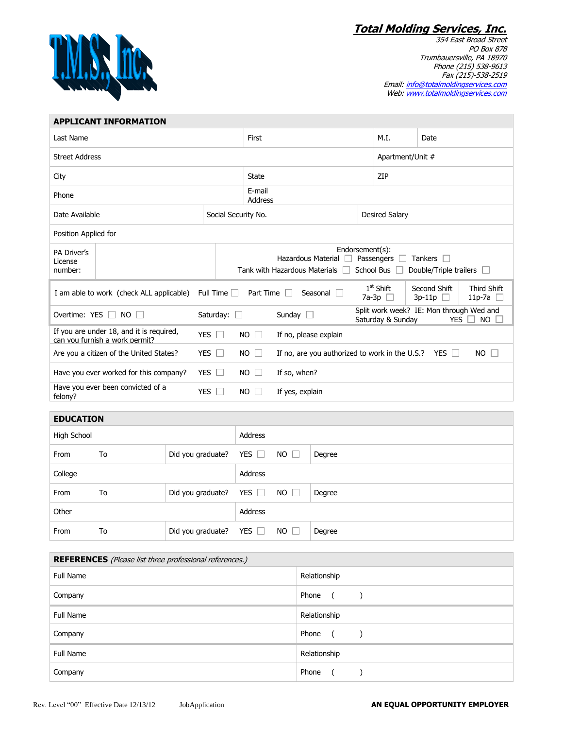# Total Molding Services, Inc.

*354 East Broad Street*
*PO Box 878*
*Trumbauersville, PA 18970*
*Phone (215) 538-9613*
*Fax (215)-538-2519*
*Email: info@totalmoldingservices.com*
*Web: www.totalmoldingservices.com*

## APPLICANT INFORMATION

| | | | |
|---|---|---|---|
| Last Name | First | M.I. | Date |
| Street Address | | Apartment/Unit # | |
| City | State | ZIP | |
| Phone | E-mail Address | | |
| Date Available | Social Security No. | Desired Salary | |
| Position Applied for | | | |

| | | |
|---|---|---|
| PA Driver's License number: | | Endorsement(s): Hazardous Material ☐ Passengers ☐ Tankers ☐ Tank with Hazardous Materials ☐ School Bus ☐ Double/Triple trailers ☐ |

| | | | | | | |
|---|---|---|---|---|---|---|
| I am able to work (check ALL applicable) | Full Time ☐ | Part Time ☐ | Seasonal ☐ | 1st Shift 7a-3p ☐ | Second Shift 3p-11p ☐ | Third Shift 11p-7a ☐ |
| Overtime: YES ☐ NO ☐ | Saturday: ☐ | Sunday ☐ | Split work week? IE: Mon through Wed and Saturday & Sunday YES ☐ NO ☐ | | | |

| | | | |
|---|---|---|---|
| If you are under 18, and it is required, can you furnish a work permit? | YES ☐ | NO ☐ | If no, please explain |
| Are you a citizen of the United States? | YES ☐ | NO ☐ | If no, are you authorized to work in the U.S.? YES ☐ NO ☐ |
| Have you ever worked for this company? | YES ☐ | NO ☐ | If so, when? |
| Have you ever been convicted of a felony? | YES ☐ | NO ☐ | If yes, explain |

## EDUCATION

| | | | | | |
|---|---|---|---|---|---|
| High School | | Address | | | |
| From | To | Did you graduate? | YES ☐ | NO ☐ | Degree |
| College | | Address | | | |
| From | To | Did you graduate? | YES ☐ | NO ☐ | Degree |
| Other | | Address | | | |
| From | To | Did you graduate? | YES ☐ | NO ☐ | Degree |

## REFERENCES *(Please list three professional references.)*

| | |
|---|---|
| Full Name | Relationship |
| Company | Phone ( ) |
| Full Name | Relationship |
| Company | Phone ( ) |
| Full Name | Relationship |
| Company | Phone ( ) |

Rev. Level "00" Effective Date 12/13/12 JobApplication

**AN EQUAL OPPORTUNITY EMPLOYER**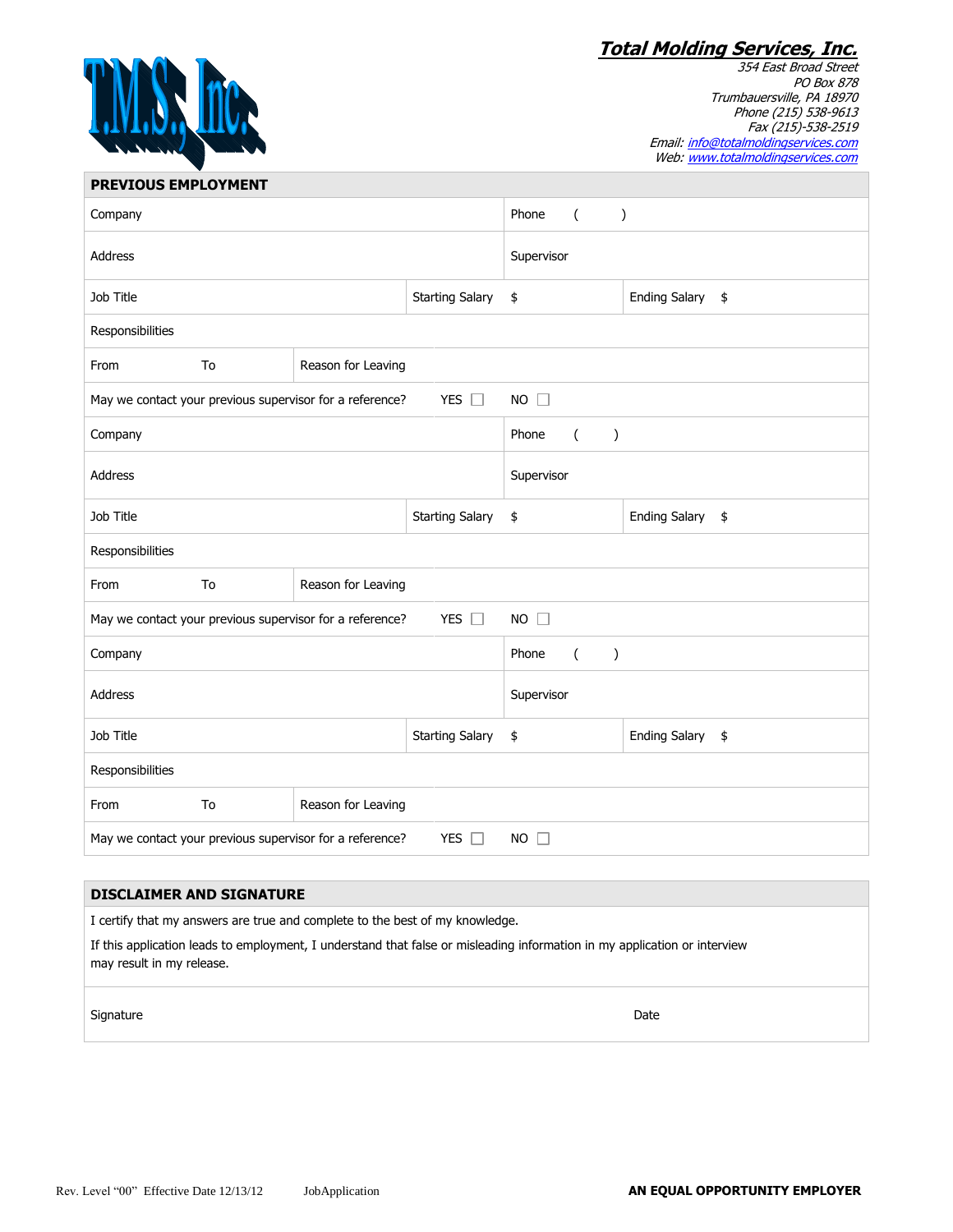**Total Molding Services, Inc.**

*354 East Broad Street*
*PO Box 878*
*Trumbauersville, PA 18970*
*Phone (215) 538-9613*
*Fax (215)-538-2519*
*Email: info@totalmoldingservices.com*
*Web: www.totalmoldingservices.com*

## PREVIOUS EMPLOYMENT

| | | | | |
|---|---|---|---|---|
| Company | | | Phone ( ) | |
| Address | | | Supervisor | |
| Job Title | | Starting Salary | $ | Ending Salary $ |
| Responsibilities | | | | |
| From To | Reason for Leaving | | | |
| May we contact your previous supervisor for a reference? | | YES ☐ | NO ☐ | |
| Company | | | Phone ( ) | |
| Address | | | Supervisor | |
| Job Title | | Starting Salary | $ | Ending Salary $ |
| Responsibilities | | | | |
| From To | Reason for Leaving | | | |
| May we contact your previous supervisor for a reference? | | YES ☐ | NO ☐ | |
| Company | | | Phone ( ) | |
| Address | | | Supervisor | |
| Job Title | | Starting Salary | $ | Ending Salary $ |
| Responsibilities | | | | |
| From To | Reason for Leaving | | | |
| May we contact your previous supervisor for a reference? | | YES ☐ | NO ☐ | |

## DISCLAIMER AND SIGNATURE

I certify that my answers are true and complete to the best of my knowledge.

If this application leads to employment, I understand that false or misleading information in my application or interview may result in my release.

| | |
|---|---|
| Signature | Date |

Rev. Level "00" Effective Date 12/13/12 JobApplication

**AN EQUAL OPPORTUNITY EMPLOYER**